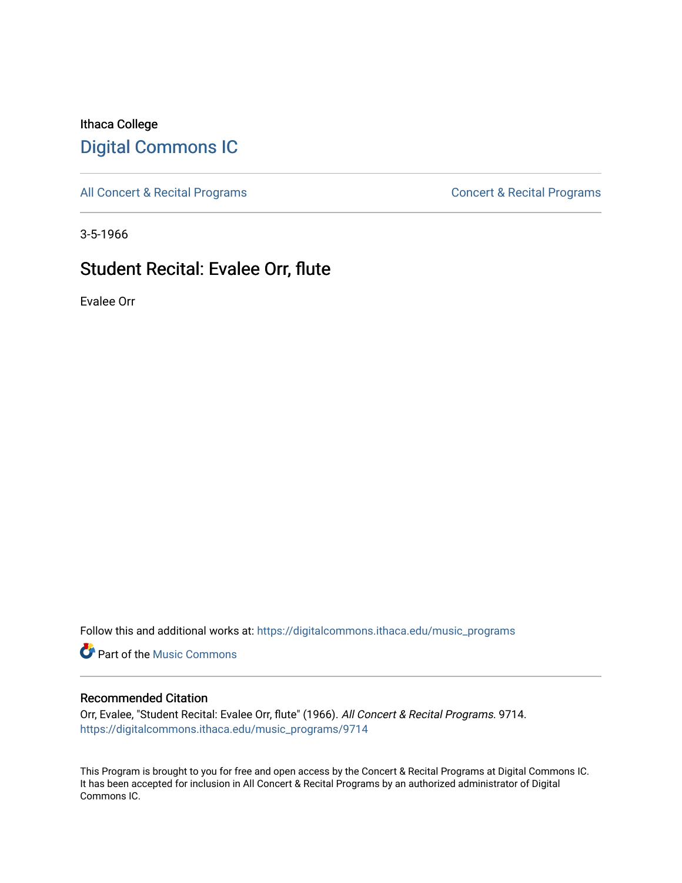Ithaca College

# Digital Commons IC

All Concert & Recital Programs | Concert & Recital Programs

3-5-1966

## Student Recital: Evalee Orr, flute

Evalee Orr

Follow this and additional works at: https://digitalcommons.ithaca.edu/music_programs

Part of the Music Commons

### Recommended Citation

Orr, Evalee, "Student Recital: Evalee Orr, flute" (1966). *All Concert & Recital Programs*. 9714.
https://digitalcommons.ithaca.edu/music_programs/9714

This Program is brought to you for free and open access by the Concert & Recital Programs at Digital Commons IC. It has been accepted for inclusion in All Concert & Recital Programs by an authorized administrator of Digital Commons IC.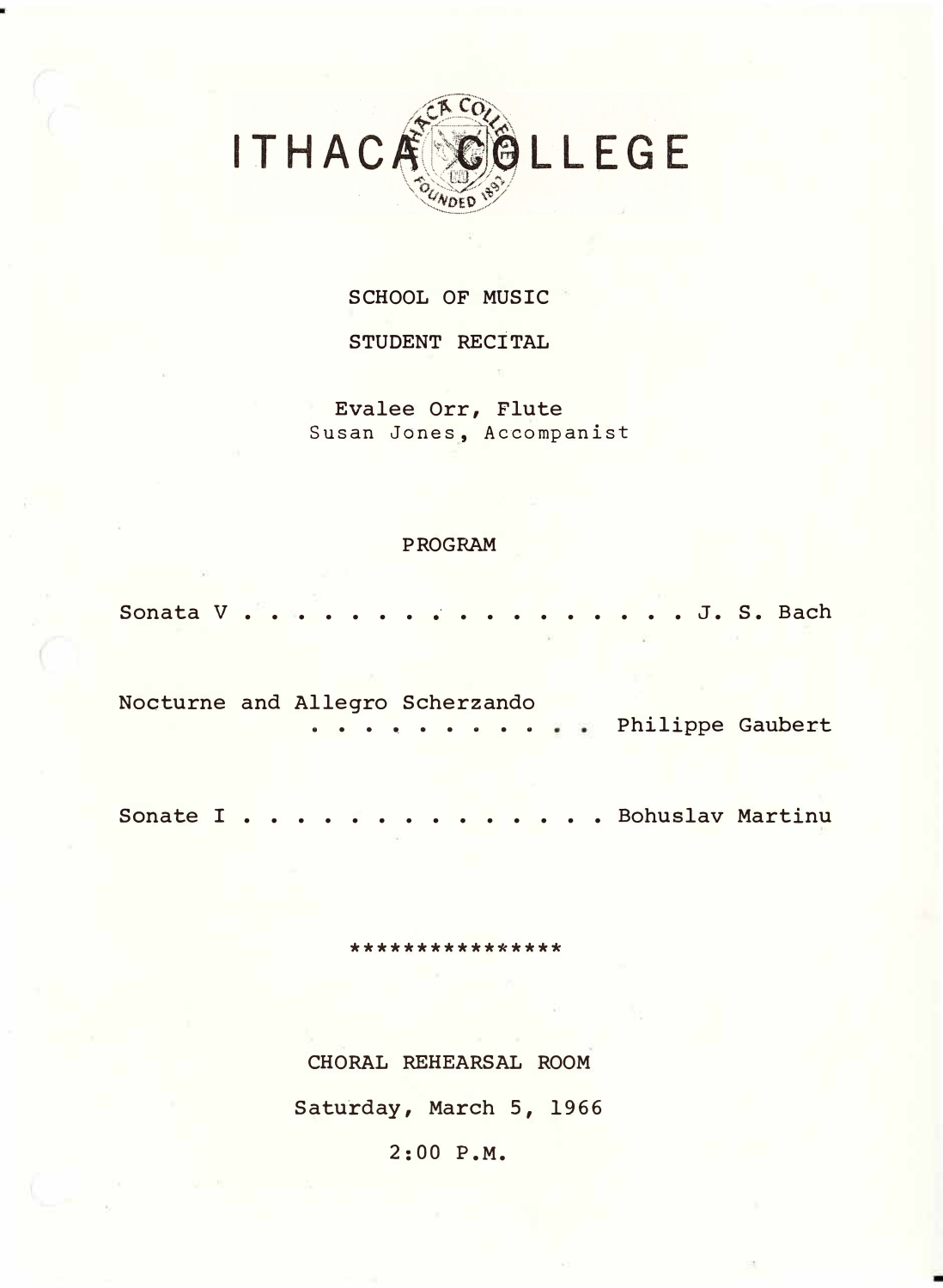# ITHACA COLLEGE

SCHOOL OF MUSIC

STUDENT RECITAL

Evalee Orr, Flute
Susan Jones, Accompanist

## PROGRAM

Sonata V . . . . . . . . . . . . . . . . . . J. S. Bach

Nocturne and Allegro Scherzando
. . . . . . . . . . . . Philippe Gaubert

Sonate I . . . . . . . . . . . . . . . Bohuslav Martinu

****************

CHORAL REHEARSAL ROOM

Saturday, March 5, 1966

2:00 P.M.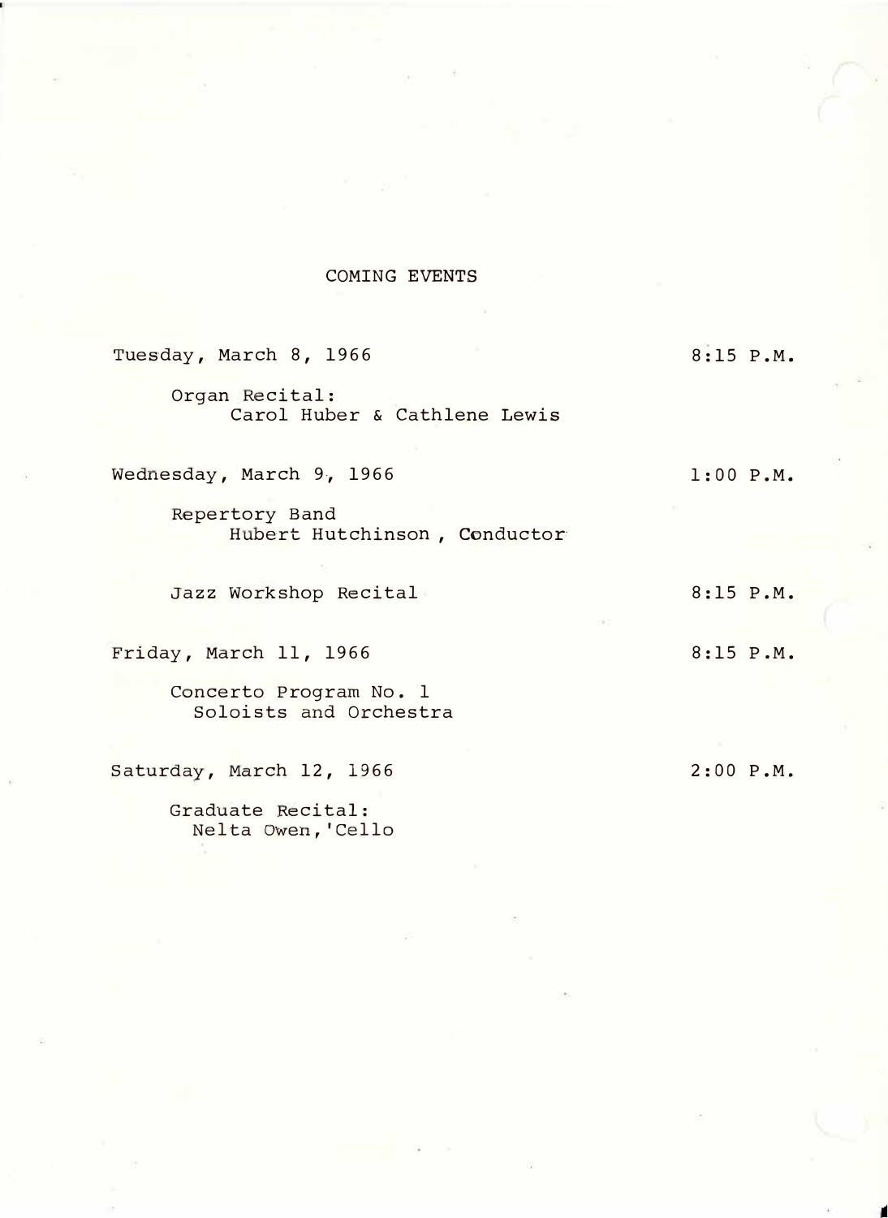## COMING EVENTS

Tuesday, March 8, 1966 — 8:15 P.M.

Organ Recital:
Carol Huber & Cathlene Lewis

Wednesday, March 9, 1966 — 1:00 P.M.

Repertory Band
Hubert Hutchinson , Conductor

Jazz Workshop Recital — 8:15 P.M.

Friday, March 11, 1966 — 8:15 P.M.

Concerto Program No. 1
Soloists and Orchestra

Saturday, March 12, 1966 — 2:00 P.M.

Graduate Recital:
Nelta Owen,'Cello